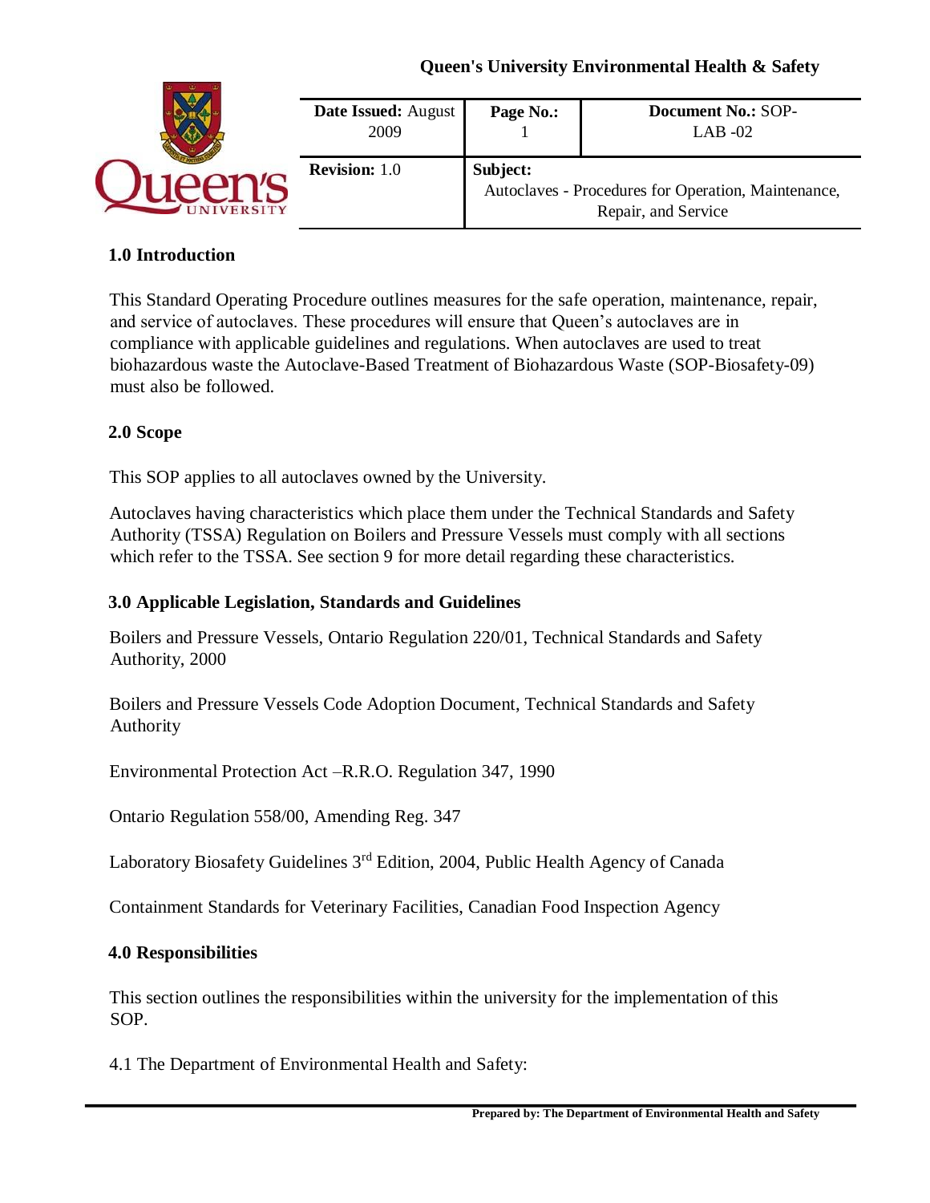Queen's University Environmental Health & Safety

| Date Issued: August 2009 | Page No.: 1 | Document No.: SOP-LAB -02 |
|---|---|---|
| Revision: 1.0 | Subject: Autoclaves - Procedures for Operation, Maintenance, Repair, and Service | |

## 1.0 Introduction

This Standard Operating Procedure outlines measures for the safe operation, maintenance, repair, and service of autoclaves. These procedures will ensure that Queen's autoclaves are in compliance with applicable guidelines and regulations. When autoclaves are used to treat biohazardous waste the Autoclave-Based Treatment of Biohazardous Waste (SOP-Biosafety-09) must also be followed.

## 2.0 Scope

This SOP applies to all autoclaves owned by the University.

Autoclaves having characteristics which place them under the Technical Standards and Safety Authority (TSSA) Regulation on Boilers and Pressure Vessels must comply with all sections which refer to the TSSA. See section 9 for more detail regarding these characteristics.

## 3.0 Applicable Legislation, Standards and Guidelines

Boilers and Pressure Vessels, Ontario Regulation 220/01, Technical Standards and Safety Authority, 2000

Boilers and Pressure Vessels Code Adoption Document, Technical Standards and Safety Authority

Environmental Protection Act –R.R.O. Regulation 347, 1990

Ontario Regulation 558/00, Amending Reg. 347

Laboratory Biosafety Guidelines 3rd Edition, 2004, Public Health Agency of Canada

Containment Standards for Veterinary Facilities, Canadian Food Inspection Agency

## 4.0 Responsibilities

This section outlines the responsibilities within the university for the implementation of this SOP.

4.1 The Department of Environmental Health and Safety: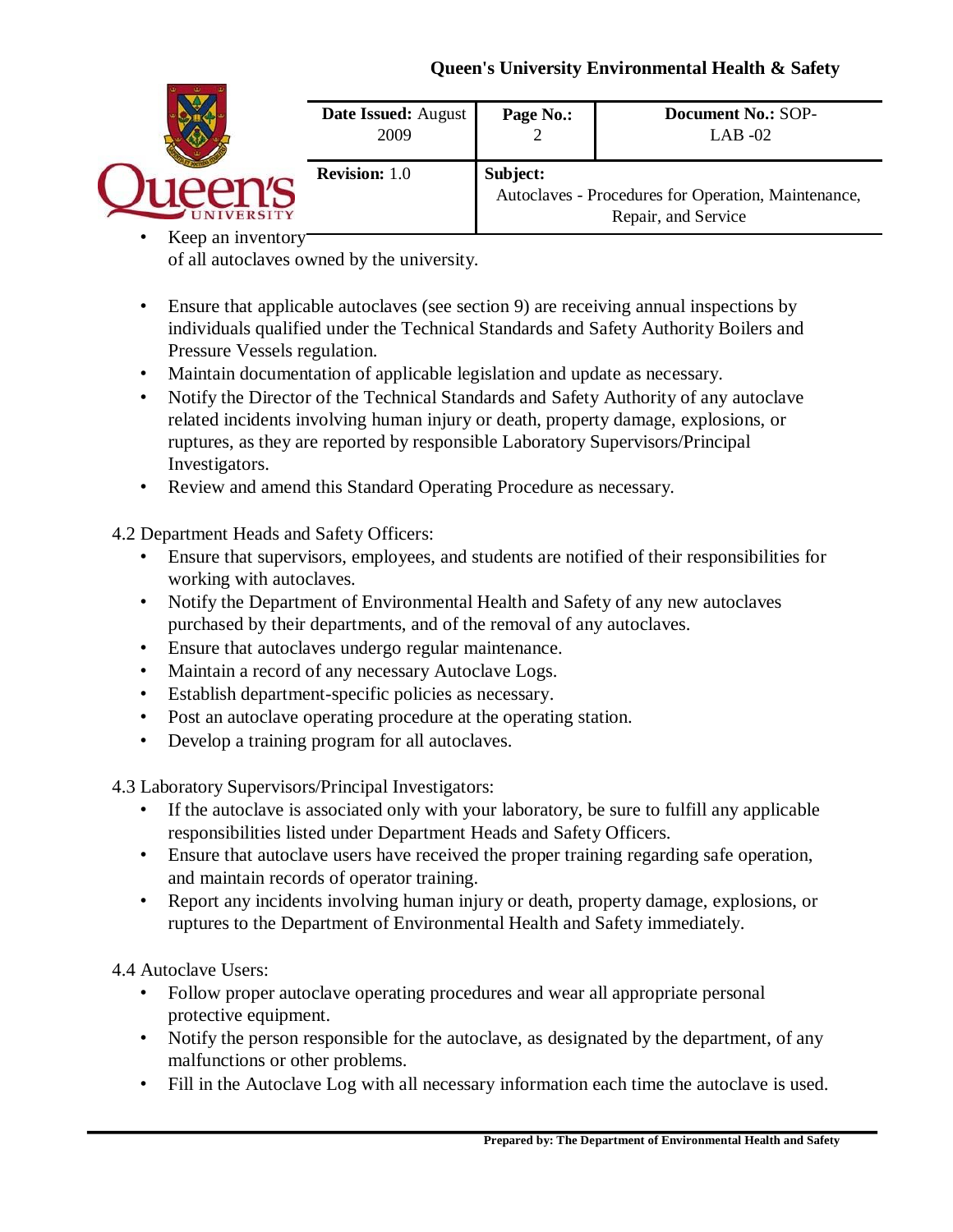- Keep an inventory of all autoclaves owned by the university.
- Ensure that applicable autoclaves (see section 9) are receiving annual inspections by individuals qualified under the Technical Standards and Safety Authority Boilers and Pressure Vessels regulation.
- Maintain documentation of applicable legislation and update as necessary.
- Notify the Director of the Technical Standards and Safety Authority of any autoclave related incidents involving human injury or death, property damage, explosions, or ruptures, as they are reported by responsible Laboratory Supervisors/Principal Investigators.
- Review and amend this Standard Operating Procedure as necessary.

4.2 Department Heads and Safety Officers:

- Ensure that supervisors, employees, and students are notified of their responsibilities for working with autoclaves.
- Notify the Department of Environmental Health and Safety of any new autoclaves purchased by their departments, and of the removal of any autoclaves.
- Ensure that autoclaves undergo regular maintenance.
- Maintain a record of any necessary Autoclave Logs.
- Establish department-specific policies as necessary.
- Post an autoclave operating procedure at the operating station.
- Develop a training program for all autoclaves.

4.3 Laboratory Supervisors/Principal Investigators:

- If the autoclave is associated only with your laboratory, be sure to fulfill any applicable responsibilities listed under Department Heads and Safety Officers.
- Ensure that autoclave users have received the proper training regarding safe operation, and maintain records of operator training.
- Report any incidents involving human injury or death, property damage, explosions, or ruptures to the Department of Environmental Health and Safety immediately.

4.4 Autoclave Users:

- Follow proper autoclave operating procedures and wear all appropriate personal protective equipment.
- Notify the person responsible for the autoclave, as designated by the department, of any malfunctions or other problems.
- Fill in the Autoclave Log with all necessary information each time the autoclave is used.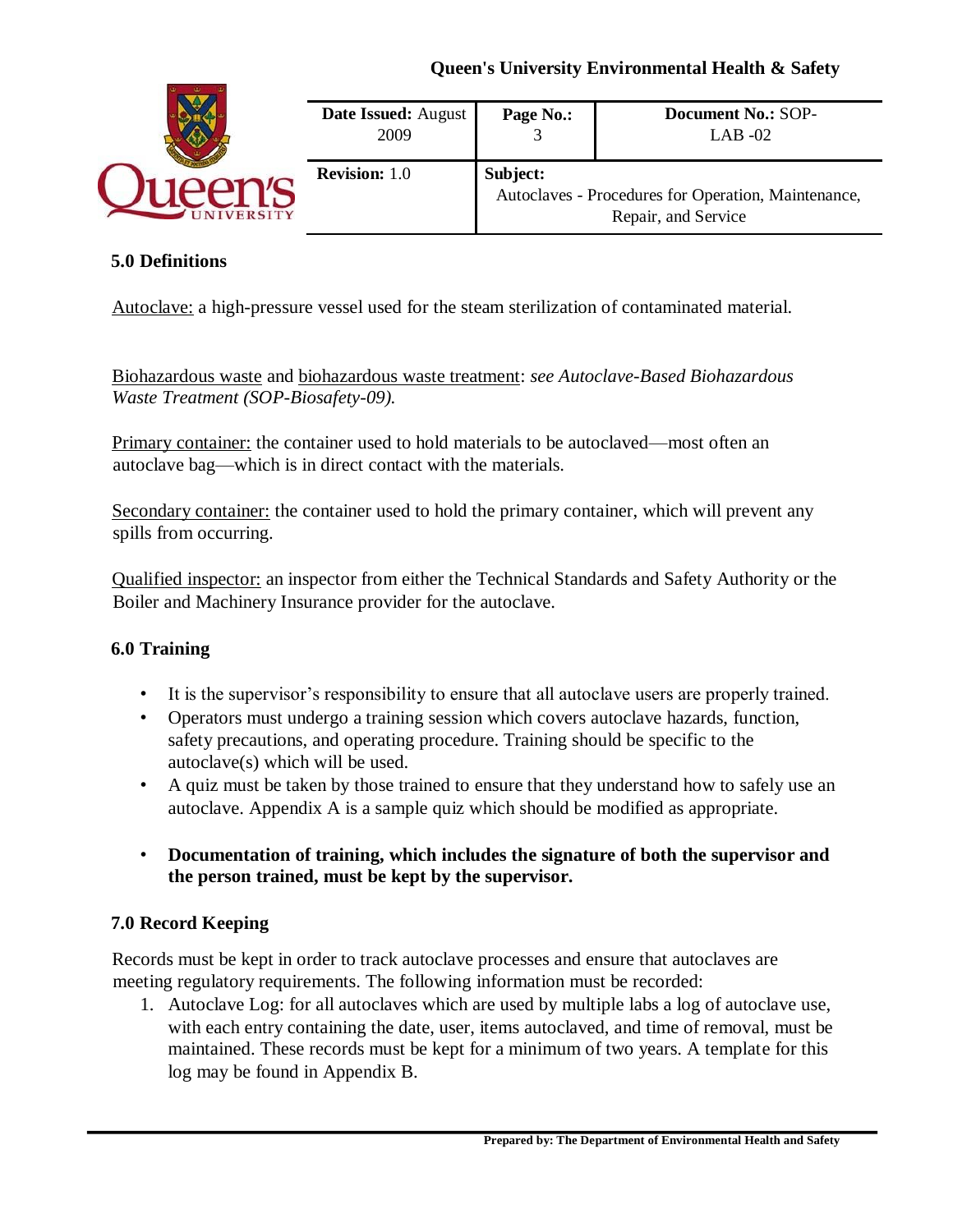## 5.0 Definitions

Autoclave: a high-pressure vessel used for the steam sterilization of contaminated material.

Biohazardous waste and biohazardous waste treatment: *see Autoclave-Based Biohazardous Waste Treatment (SOP-Biosafety-09).*

Primary container: the container used to hold materials to be autoclaved—most often an autoclave bag—which is in direct contact with the materials.

Secondary container: the container used to hold the primary container, which will prevent any spills from occurring.

Qualified inspector: an inspector from either the Technical Standards and Safety Authority or the Boiler and Machinery Insurance provider for the autoclave.

## 6.0 Training

- It is the supervisor's responsibility to ensure that all autoclave users are properly trained.
- Operators must undergo a training session which covers autoclave hazards, function, safety precautions, and operating procedure. Training should be specific to the autoclave(s) which will be used.
- A quiz must be taken by those trained to ensure that they understand how to safely use an autoclave. Appendix A is a sample quiz which should be modified as appropriate.
- **Documentation of training, which includes the signature of both the supervisor and the person trained, must be kept by the supervisor.**

## 7.0 Record Keeping

Records must be kept in order to track autoclave processes and ensure that autoclaves are meeting regulatory requirements. The following information must be recorded:

1. Autoclave Log: for all autoclaves which are used by multiple labs a log of autoclave use, with each entry containing the date, user, items autoclaved, and time of removal, must be maintained. These records must be kept for a minimum of two years. A template for this log may be found in Appendix B.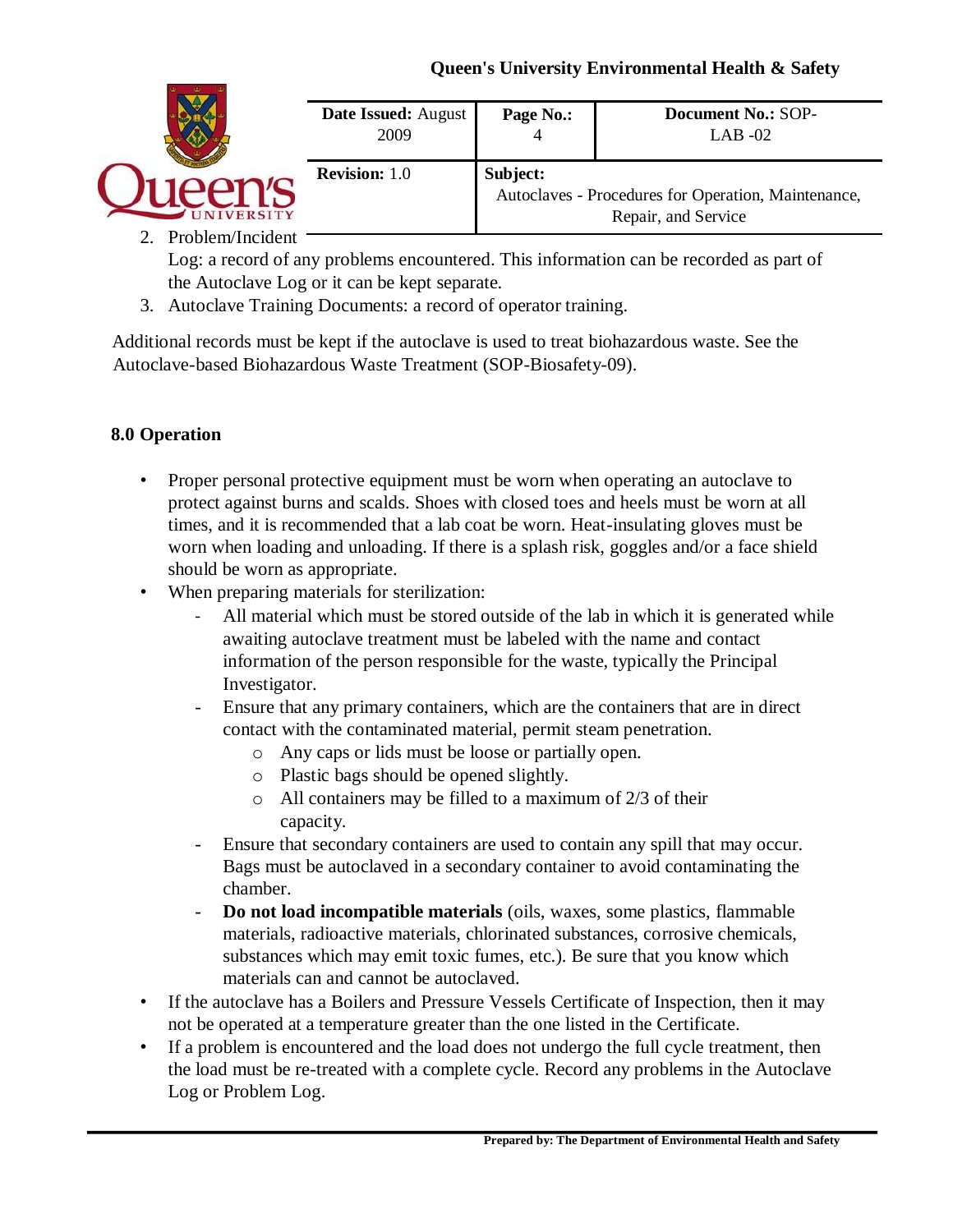2. Problem/Incident Log: a record of any problems encountered. This information can be recorded as part of the Autoclave Log or it can be kept separate.
3. Autoclave Training Documents: a record of operator training.

Additional records must be kept if the autoclave is used to treat biohazardous waste. See the Autoclave-based Biohazardous Waste Treatment (SOP-Biosafety-09).

## 8.0 Operation

- Proper personal protective equipment must be worn when operating an autoclave to protect against burns and scalds. Shoes with closed toes and heels must be worn at all times, and it is recommended that a lab coat be worn. Heat-insulating gloves must be worn when loading and unloading. If there is a splash risk, goggles and/or a face shield should be worn as appropriate.
- When preparing materials for sterilization:
  - All material which must be stored outside of the lab in which it is generated while awaiting autoclave treatment must be labeled with the name and contact information of the person responsible for the waste, typically the Principal Investigator.
  - Ensure that any primary containers, which are the containers that are in direct contact with the contaminated material, permit steam penetration.
    - Any caps or lids must be loose or partially open.
    - Plastic bags should be opened slightly.
    - All containers may be filled to a maximum of 2/3 of their capacity.
  - Ensure that secondary containers are used to contain any spill that may occur. Bags must be autoclaved in a secondary container to avoid contaminating the chamber.
  - **Do not load incompatible materials** (oils, waxes, some plastics, flammable materials, radioactive materials, chlorinated substances, corrosive chemicals, substances which may emit toxic fumes, etc.). Be sure that you know which materials can and cannot be autoclaved.
- If the autoclave has a Boilers and Pressure Vessels Certificate of Inspection, then it may not be operated at a temperature greater than the one listed in the Certificate.
- If a problem is encountered and the load does not undergo the full cycle treatment, then the load must be re-treated with a complete cycle. Record any problems in the Autoclave Log or Problem Log.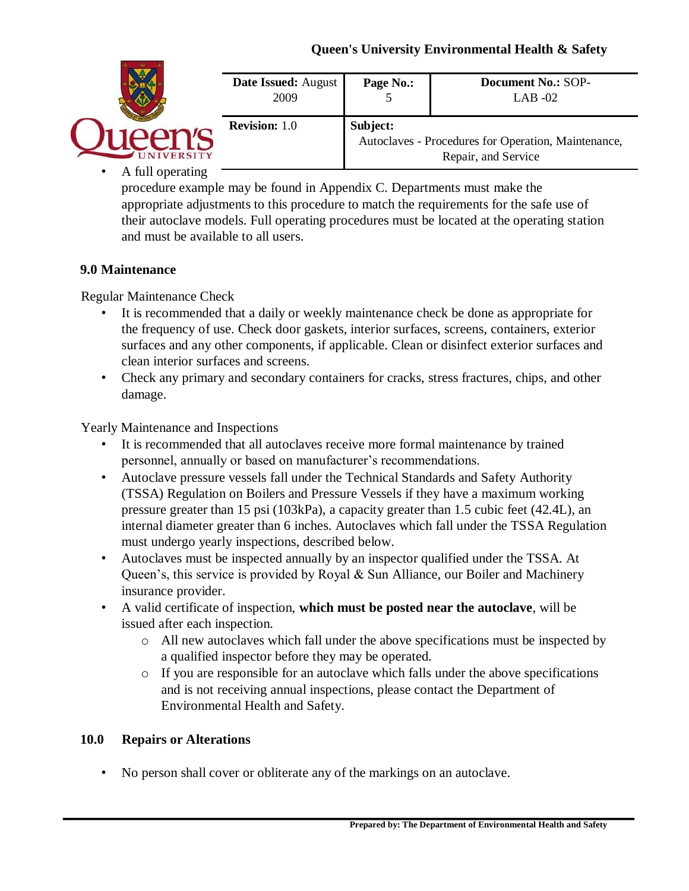- A full operating procedure example may be found in Appendix C. Departments must make the appropriate adjustments to this procedure to match the requirements for the safe use of their autoclave models. Full operating procedures must be located at the operating station and must be available to all users.

## 9.0 Maintenance

Regular Maintenance Check

- It is recommended that a daily or weekly maintenance check be done as appropriate for the frequency of use. Check door gaskets, interior surfaces, screens, containers, exterior surfaces and any other components, if applicable. Clean or disinfect exterior surfaces and clean interior surfaces and screens.
- Check any primary and secondary containers for cracks, stress fractures, chips, and other damage.

Yearly Maintenance and Inspections

- It is recommended that all autoclaves receive more formal maintenance by trained personnel, annually or based on manufacturer's recommendations.
- Autoclave pressure vessels fall under the Technical Standards and Safety Authority (TSSA) Regulation on Boilers and Pressure Vessels if they have a maximum working pressure greater than 15 psi (103kPa), a capacity greater than 1.5 cubic feet (42.4L), an internal diameter greater than 6 inches. Autoclaves which fall under the TSSA Regulation must undergo yearly inspections, described below.
- Autoclaves must be inspected annually by an inspector qualified under the TSSA. At Queen's, this service is provided by Royal & Sun Alliance, our Boiler and Machinery insurance provider.
- A valid certificate of inspection, **which must be posted near the autoclave**, will be issued after each inspection.
  - All new autoclaves which fall under the above specifications must be inspected by a qualified inspector before they may be operated.
  - If you are responsible for an autoclave which falls under the above specifications and is not receiving annual inspections, please contact the Department of Environmental Health and Safety.

## 10.0 Repairs or Alterations

- No person shall cover or obliterate any of the markings on an autoclave.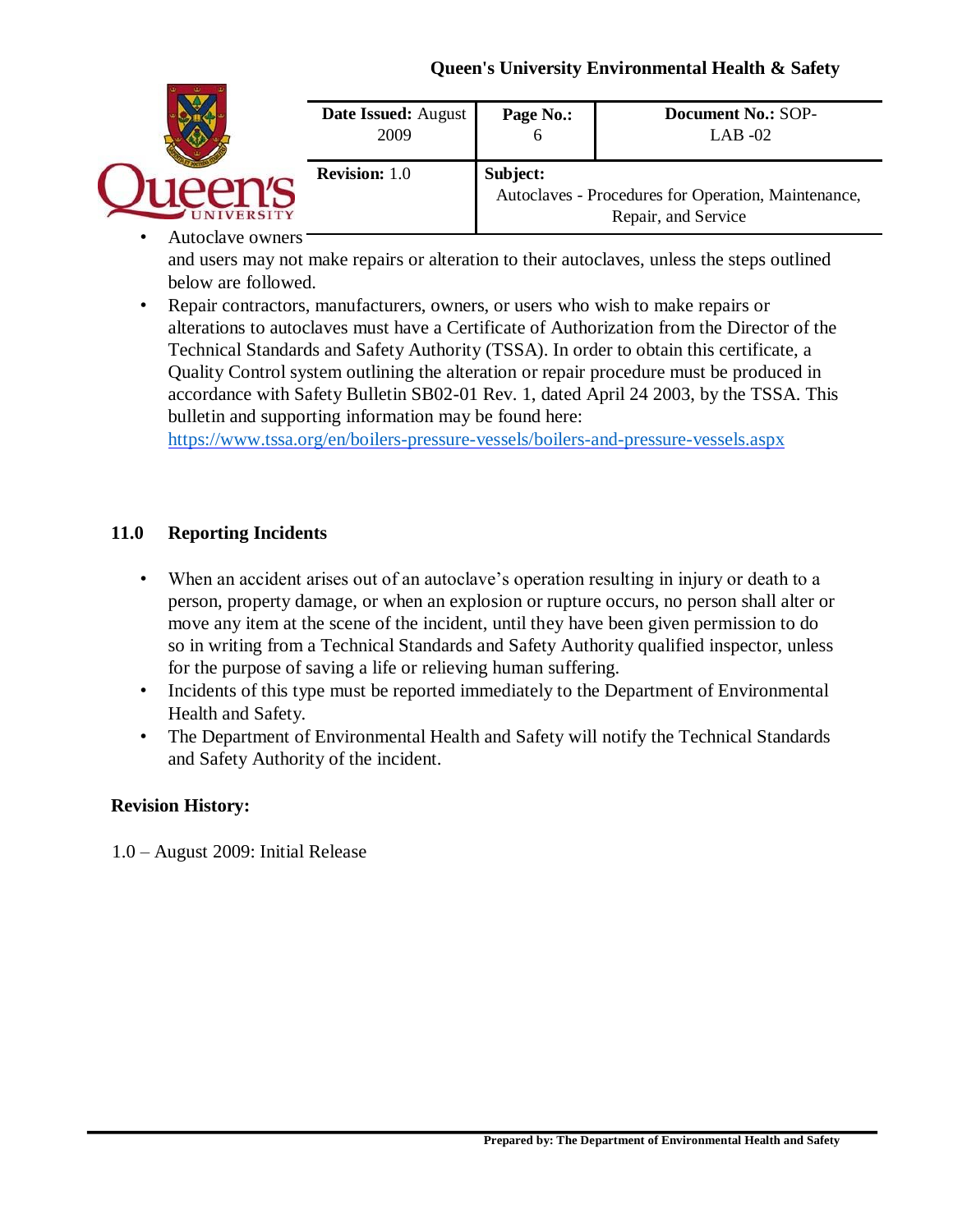- Autoclave owners and users may not make repairs or alteration to their autoclaves, unless the steps outlined below are followed.
- Repair contractors, manufacturers, owners, or users who wish to make repairs or alterations to autoclaves must have a Certificate of Authorization from the Director of the Technical Standards and Safety Authority (TSSA). In order to obtain this certificate, a Quality Control system outlining the alteration or repair procedure must be produced in accordance with Safety Bulletin SB02-01 Rev. 1, dated April 24 2003, by the TSSA. This bulletin and supporting information may be found here: https://www.tssa.org/en/boilers-pressure-vessels/boilers-and-pressure-vessels.aspx

## 11.0 Reporting Incidents

- When an accident arises out of an autoclave's operation resulting in injury or death to a person, property damage, or when an explosion or rupture occurs, no person shall alter or move any item at the scene of the incident, until they have been given permission to do so in writing from a Technical Standards and Safety Authority qualified inspector, unless for the purpose of saving a life or relieving human suffering.
- Incidents of this type must be reported immediately to the Department of Environmental Health and Safety.
- The Department of Environmental Health and Safety will notify the Technical Standards and Safety Authority of the incident.

**Revision History:**

1.0 – August 2009: Initial Release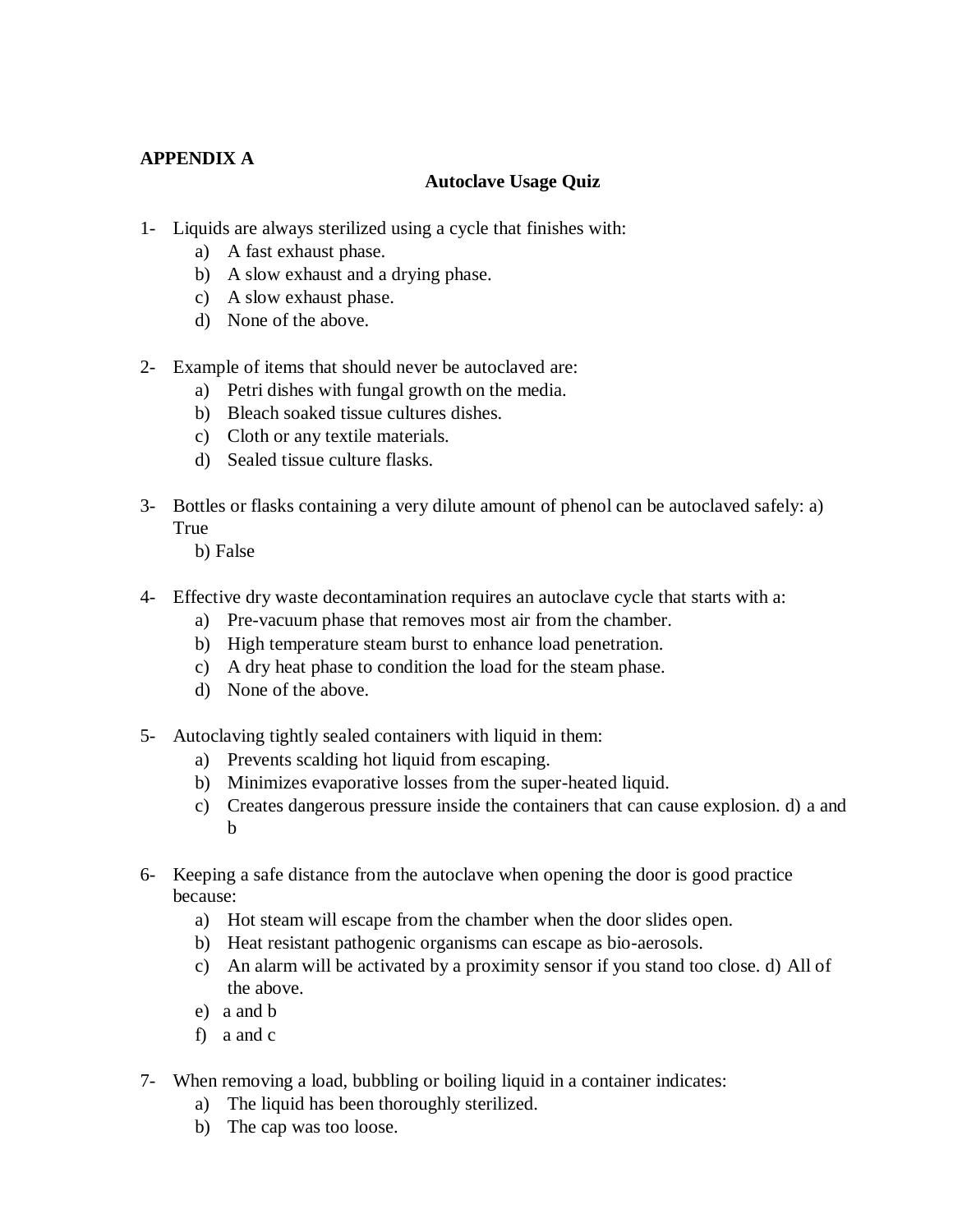**APPENDIX A**

**Autoclave Usage Quiz**

1- Liquids are always sterilized using a cycle that finishes with:
   a) A fast exhaust phase.
   b) A slow exhaust and a drying phase.
   c) A slow exhaust phase.
   d) None of the above.

2- Example of items that should never be autoclaved are:
   a) Petri dishes with fungal growth on the media.
   b) Bleach soaked tissue cultures dishes.
   c) Cloth or any textile materials.
   d) Sealed tissue culture flasks.

3- Bottles or flasks containing a very dilute amount of phenol can be autoclaved safely: a) True
   b) False

4- Effective dry waste decontamination requires an autoclave cycle that starts with a:
   a) Pre-vacuum phase that removes most air from the chamber.
   b) High temperature steam burst to enhance load penetration.
   c) A dry heat phase to condition the load for the steam phase.
   d) None of the above.

5- Autoclaving tightly sealed containers with liquid in them:
   a) Prevents scalding hot liquid from escaping.
   b) Minimizes evaporative losses from the super-heated liquid.
   c) Creates dangerous pressure inside the containers that can cause explosion. d) a and b

6- Keeping a safe distance from the autoclave when opening the door is good practice because:
   a) Hot steam will escape from the chamber when the door slides open.
   b) Heat resistant pathogenic organisms can escape as bio-aerosols.
   c) An alarm will be activated by a proximity sensor if you stand too close. d) All of the above.
   e) a and b
   f) a and c

7- When removing a load, bubbling or boiling liquid in a container indicates:
   a) The liquid has been thoroughly sterilized.
   b) The cap was too loose.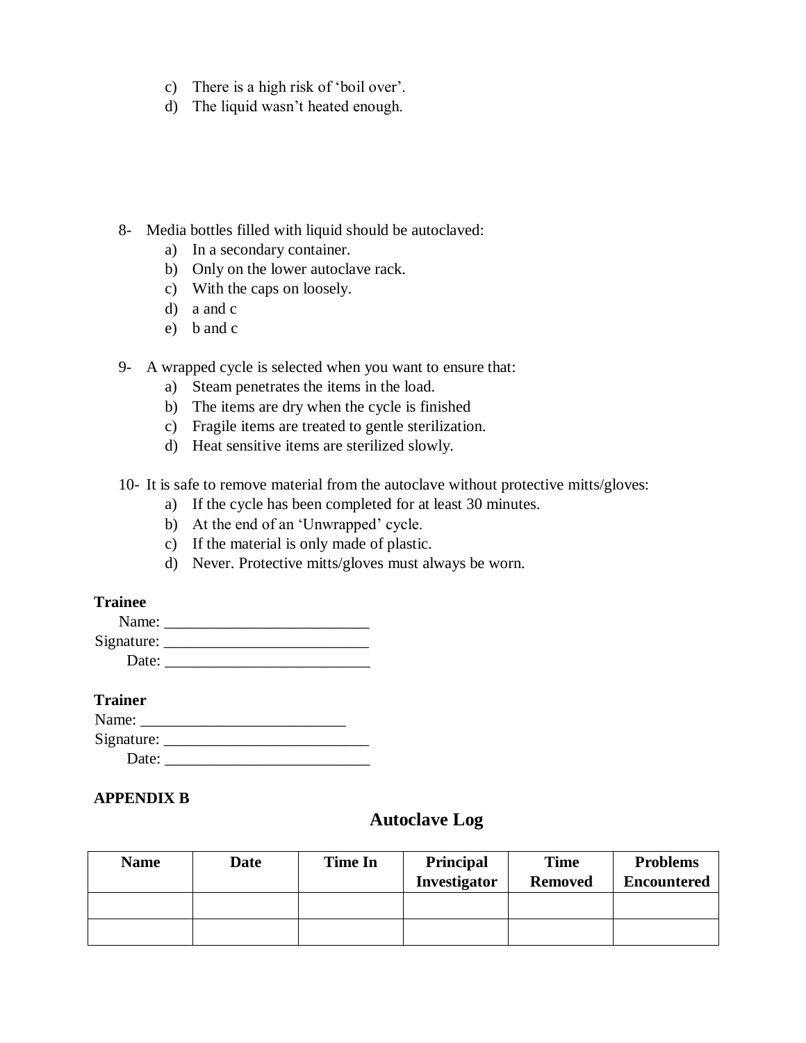c) There is a high risk of 'boil over'.
d) The liquid wasn't heated enough.

8- Media bottles filled with liquid should be autoclaved:
a) In a secondary container.
b) Only on the lower autoclave rack.
c) With the caps on loosely.
d) a and c
e) b and c

9- A wrapped cycle is selected when you want to ensure that:
a) Steam penetrates the items in the load.
b) The items are dry when the cycle is finished
c) Fragile items are treated to gentle sterilization.
d) Heat sensitive items are sterilized slowly.

10- It is safe to remove material from the autoclave without protective mitts/gloves:
a) If the cycle has been completed for at least 30 minutes.
b) At the end of an 'Unwrapped' cycle.
c) If the material is only made of plastic.
d) Never. Protective mitts/gloves must always be worn.

**Trainee**

Name: __________________________

Signature: __________________________

Date: __________________________

**Trainer**

Name: __________________________

Signature: __________________________

Date: __________________________

**APPENDIX B**

## Autoclave Log

| Name | Date | Time In | Principal Investigator | Time Removed | Problems Encountered |
|---|---|---|---|---|---|
| | | | | | |
| | | | | | |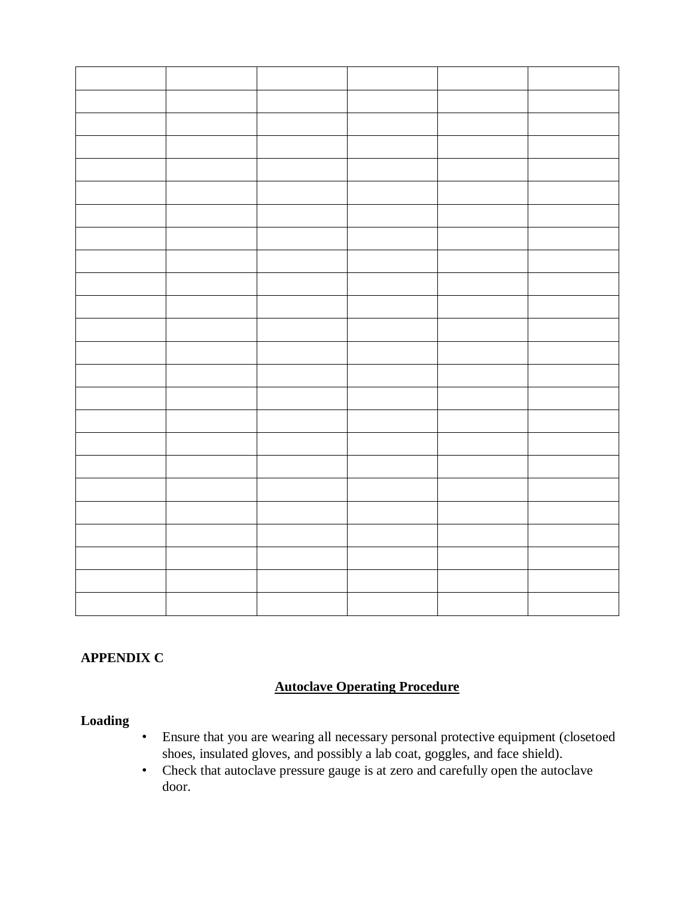| | | | | | |
|---|---|---|---|---|---|
| | | | | | |
| | | | | | |
| | | | | | |
| | | | | | |
| | | | | | |
| | | | | | |
| | | | | | |
| | | | | | |
| | | | | | |
| | | | | | |
| | | | | | |
| | | | | | |
| | | | | | |
| | | | | | |
| | | | | | |
| | | | | | |
| | | | | | |
| | | | | | |
| | | | | | |
| | | | | | |
| | | | | | |
| | | | | | |
| | | | | | |

**APPENDIX C**

## Autoclave Operating Procedure

**Loading**

- Ensure that you are wearing all necessary personal protective equipment (closetoed shoes, insulated gloves, and possibly a lab coat, goggles, and face shield).
- Check that autoclave pressure gauge is at zero and carefully open the autoclave door.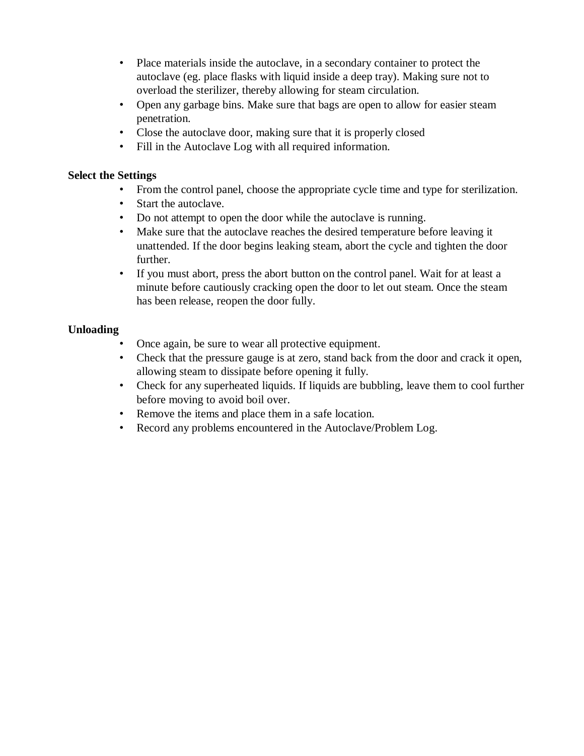- Place materials inside the autoclave, in a secondary container to protect the autoclave (eg. place flasks with liquid inside a deep tray). Making sure not to overload the sterilizer, thereby allowing for steam circulation.
- Open any garbage bins. Make sure that bags are open to allow for easier steam penetration.
- Close the autoclave door, making sure that it is properly closed
- Fill in the Autoclave Log with all required information.

**Select the Settings**

- From the control panel, choose the appropriate cycle time and type for sterilization.
- Start the autoclave.
- Do not attempt to open the door while the autoclave is running.
- Make sure that the autoclave reaches the desired temperature before leaving it unattended. If the door begins leaking steam, abort the cycle and tighten the door further.
- If you must abort, press the abort button on the control panel. Wait for at least a minute before cautiously cracking open the door to let out steam. Once the steam has been release, reopen the door fully.

**Unloading**

- Once again, be sure to wear all protective equipment.
- Check that the pressure gauge is at zero, stand back from the door and crack it open, allowing steam to dissipate before opening it fully.
- Check for any superheated liquids. If liquids are bubbling, leave them to cool further before moving to avoid boil over.
- Remove the items and place them in a safe location.
- Record any problems encountered in the Autoclave/Problem Log.